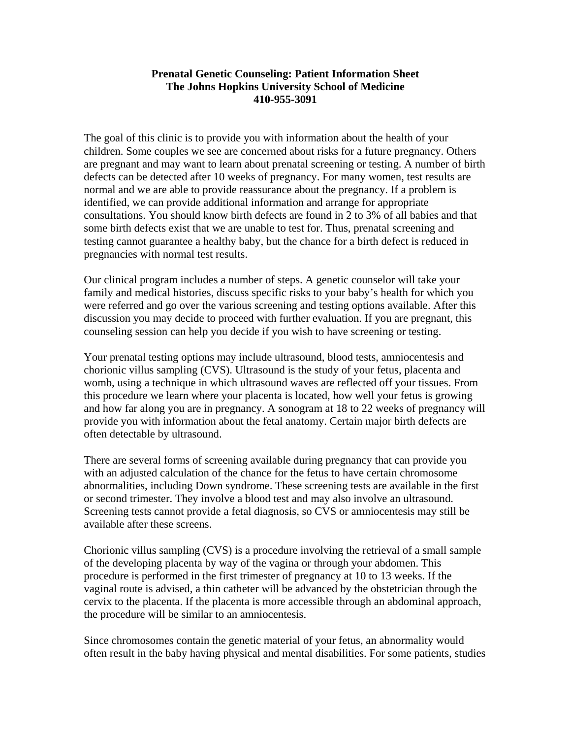**Prenatal Genetic Counseling: Patient Information Sheet**
**The Johns Hopkins University School of Medicine**
**410-955-3091**

The goal of this clinic is to provide you with information about the health of your children. Some couples we see are concerned about risks for a future pregnancy. Others are pregnant and may want to learn about prenatal screening or testing. A number of birth defects can be detected after 10 weeks of pregnancy. For many women, test results are normal and we are able to provide reassurance about the pregnancy. If a problem is identified, we can provide additional information and arrange for appropriate consultations. You should know birth defects are found in 2 to 3% of all babies and that some birth defects exist that we are unable to test for. Thus, prenatal screening and testing cannot guarantee a healthy baby, but the chance for a birth defect is reduced in pregnancies with normal test results.

Our clinical program includes a number of steps. A genetic counselor will take your family and medical histories, discuss specific risks to your baby's health for which you were referred and go over the various screening and testing options available. After this discussion you may decide to proceed with further evaluation. If you are pregnant, this counseling session can help you decide if you wish to have screening or testing.

Your prenatal testing options may include ultrasound, blood tests, amniocentesis and chorionic villus sampling (CVS). Ultrasound is the study of your fetus, placenta and womb, using a technique in which ultrasound waves are reflected off your tissues. From this procedure we learn where your placenta is located, how well your fetus is growing and how far along you are in pregnancy. A sonogram at 18 to 22 weeks of pregnancy will provide you with information about the fetal anatomy. Certain major birth defects are often detectable by ultrasound.

There are several forms of screening available during pregnancy that can provide you with an adjusted calculation of the chance for the fetus to have certain chromosome abnormalities, including Down syndrome. These screening tests are available in the first or second trimester. They involve a blood test and may also involve an ultrasound. Screening tests cannot provide a fetal diagnosis, so CVS or amniocentesis may still be available after these screens.

Chorionic villus sampling (CVS) is a procedure involving the retrieval of a small sample of the developing placenta by way of the vagina or through your abdomen. This procedure is performed in the first trimester of pregnancy at 10 to 13 weeks. If the vaginal route is advised, a thin catheter will be advanced by the obstetrician through the cervix to the placenta. If the placenta is more accessible through an abdominal approach, the procedure will be similar to an amniocentesis.

Since chromosomes contain the genetic material of your fetus, an abnormality would often result in the baby having physical and mental disabilities. For some patients, studies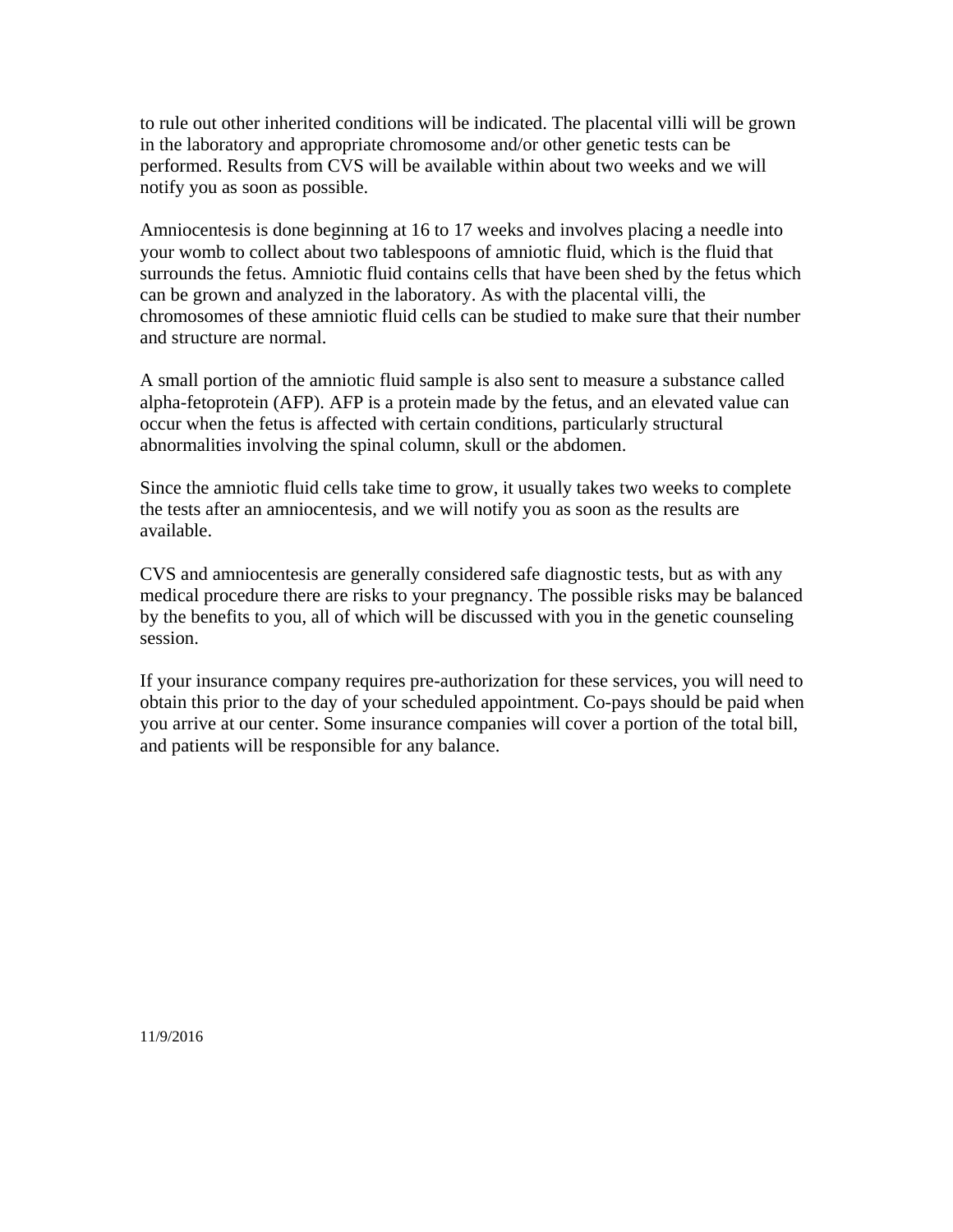to rule out other inherited conditions will be indicated. The placental villi will be grown in the laboratory and appropriate chromosome and/or other genetic tests can be performed. Results from CVS will be available within about two weeks and we will notify you as soon as possible.

Amniocentesis is done beginning at 16 to 17 weeks and involves placing a needle into your womb to collect about two tablespoons of amniotic fluid, which is the fluid that surrounds the fetus. Amniotic fluid contains cells that have been shed by the fetus which can be grown and analyzed in the laboratory. As with the placental villi, the chromosomes of these amniotic fluid cells can be studied to make sure that their number and structure are normal.

A small portion of the amniotic fluid sample is also sent to measure a substance called alpha-fetoprotein (AFP). AFP is a protein made by the fetus, and an elevated value can occur when the fetus is affected with certain conditions, particularly structural abnormalities involving the spinal column, skull or the abdomen.

Since the amniotic fluid cells take time to grow, it usually takes two weeks to complete the tests after an amniocentesis, and we will notify you as soon as the results are available.

CVS and amniocentesis are generally considered safe diagnostic tests, but as with any medical procedure there are risks to your pregnancy. The possible risks may be balanced by the benefits to you, all of which will be discussed with you in the genetic counseling session.

If your insurance company requires pre-authorization for these services, you will need to obtain this prior to the day of your scheduled appointment. Co-pays should be paid when you arrive at our center. Some insurance companies will cover a portion of the total bill, and patients will be responsible for any balance.

11/9/2016